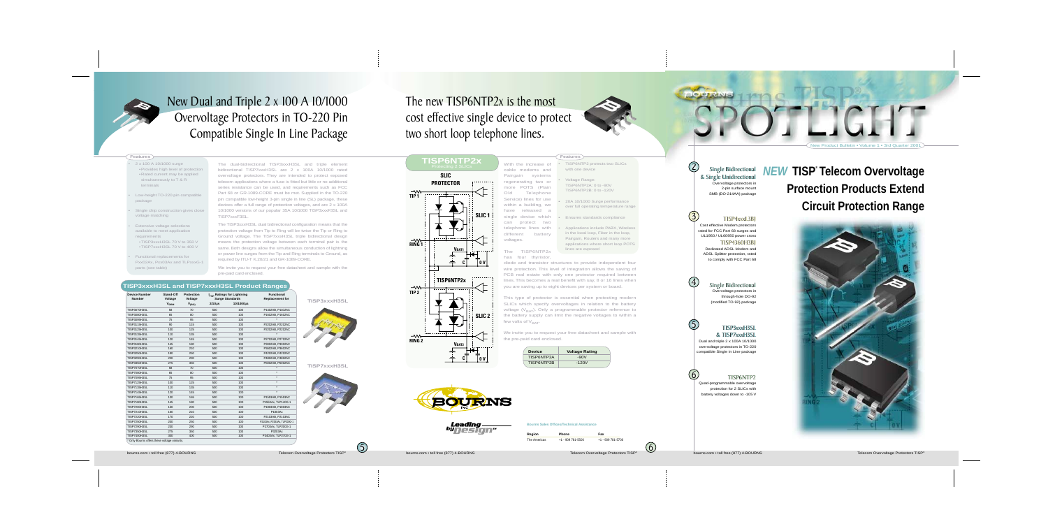# New Dual and Triple 2 x 100 A 10/1000 Overvoltage Protectors in TO-220 Pin Compatible Single In Line Package

## Features

- 2 x 100 A 10/1000 surge
  - Provides high level of protection
  - Rated current may be applied simultaneously to T & R terminals
- Low-height TO-220 pin compatible package
- Single chip construction gives close voltage matching
- Extensive voltage selections available to meet application requirements:
  - TISP3xxxH3SL 70 V to 350 V
  - TISP7xxxH3SL 70 V to 400 V
- Functional replacements for Pxx02Ax, Pxx03Ax and TLPxxxG-1 parts (see table)

The dual-bidirectional TISP3xxxH3SL and triple element bidirectional TISP7xxxH3SL are 2 x 100A 10/1000 rated overvoltage protectors. They are intended to protect exposed telecom applications where a fuse is fitted but little or no additional series resistance can be used, and requirements such as FCC Part 68 or GR-1089-CORE must be met. Supplied in the TO-220 pin compatible low-height 3-pin single in line (SL) package, these devices offer a full range of protection voltages, and are 2 x 100A 10/1000 versions of our popular 35A 10/1000 TISP3xxxF3SL and TISP7xxxF3SL.

The TISP3xxxH3SL dual bidirectional configuration means that the protection voltage from Tip to Ring will be twice the Tip or Ring to Ground voltage. The TISP7xxxH3SL triple bidirectional design means the protection voltage between each terminal pair is the same. Both designs allow the simultaneous conduction of lightning or power line surges from the Tip and Ring terminals to Ground, as required by ITU-T K.20/21 and GR-1089-CORE.

We invite you to request your free data sheet and sample with the pre-paid card enclosed.

## TISP3xxxH3SL and TISP7xxxH3SL Product Ranges

| Device Number | Stand-Off Voltage $V_{DRM}$ | Protection Voltage $V_{(BO)}$ | $I_{TSP}$ Ratings for Lightning Surge Standards 2/10µs | 10/1000µs | Functional Replacement for |
|---|---|---|---|---|---|
| TISP3070H3SL | 58 | 70 | 500 | 100 | P1402AB, P1402AC |
| TISP3080H3SL | 65 | 80 | 500 | 100 | P1602AB, P1602AC |
| TISP3095H3SL | 75 | 95 | 500 | 100 | * |
| TISP3115H3SL | 90 | 115 | 500 | 100 | P2202AB, P2202AC |
| TISP3125H3SL | 100 | 125 | 500 | 100 | P2202AB, P2202AC |
| TISP3135H3SL | 110 | 135 | 500 | 100 | * |
| TISP3145H3SL | 120 | 145 | 500 | 100 | P2702AB, P2702AC |
| TISP3180H3SL | 145 | 180 | 500 | 100 | P3002AB, P3002AC |
| TISP3210H3SL | 160 | 210 | 500 | 100 | P3602AB, P3602AC |
| TISP3250H3SL | 180 | 250 | 500 | 100 | P4202AB, P4202AC |
| TISP3290H3SL | 220 | 290 | 500 | 100 | P4802AB, P4802AC |
| TISP3350H3SL | 275 | 350 | 500 | 100 | P6002AB, P6002AC |
| TISP7070H3SL | 58 | 70 | 500 | 100 | * |
| TISP7080H3SL | 65 | 80 | 500 | 100 | * |
| TISP7095H3SL | 75 | 95 | 500 | 100 | * |
| TISP7125H3SL | 100 | 125 | 500 | 100 | * |
| TISP7135H3SL | 110 | 135 | 500 | 100 | * |
| TISP7145H3SL | 120 | 145 | 500 | 100 | * |
| TISP7165H3SL | 130 | 165 | 500 | 100 | P1553AB, P1553AC |
| TISP7180H3SL | 145 | 180 | 500 | 100 | P1803Ax, TLP1800-1 |
| TISP7200H3SL | 160 | 200 | 500 | 100 | P1803AB, P1803AC |
| TISP7210H3SL | 160 | 210 | 500 | 100 | P1803Ax |
| TISP7220H3SL | 170 | 220 | 500 | 100 | P2103AB, P2103AC |
| TISP7250H3SL | 200 | 250 | 500 | 100 | P2103Ax, P2353Ax, TLP2000-1 |
| TISP7290H3SL | 230 | 290 | 500 | 100 | P2703Ax, TLP2500-1 |
| TISP7350H3SL | 275 | 350 | 500 | 100 | P3203Ax |
| TISP7400H3SL | 300 | 400 | 500 | 100 | P3403Ax, TLP3700-1 |

\* Only Bourns offers these voltage variants.

TISP3xxxH3SL

TISP7xxxH3SL

# The new TISP6NTP2x is the most cost effective single device to protect two short loop telephone lines.

With the increase of cable modems and Pairgain systems regenerating two or more POTS (Plain Old Telephone Service) lines for use within a building, we have released a single device which can protect two telephone lines with different battery voltages.

The TISP6NTP2x has four thyristor, diode and transistor structures to provide independent four wire protection. This level of integration allows the saving of PCB real estate with only one protector required between lines. This becomes a real benefit with say, 8 or 16 lines when you are saving up to eight devices per system or board.

This type of protector is essential when protecting modern SLICs which specify overvoltages in relation to the battery voltage ($V_{BAT}$). Only a programmable protector reference to the battery supply can limit the negative voltages to within a few volts of $V_{BAT}$.

We invite you to request your free datasheet and sample with the pre-paid card enclosed.

## Features

- TISP6NTP2 protects two SLICs with one device
- Voltage Range:
  - TISP6NTP2A: 0 to -90V
  - TISP6NTP2B: 0 to -120V
- 20A 10/1000 Surge performance over full operating temperature range
- Ensures standards compliance
- Applications include PABX, Wireless in the local loop, Fiber to the loop, Pairgain, Routers and many more applications where short loop POTS lines are exposed.

| Device | Voltage Rating |
|---|---|
| TISP6NTP2A | -90V |
| TISP6NTP2B | -120V |

TISP6NTP2x Protecting 2 SLICs

SLIC PROTECTOR — TIP 1, RING 1, SLIC 1, $V_{BAT1}$, C, 0 V, TISP6NTP2x, TIP 2, RING 2, SLIC 2, $V_{BAT2}$, C, 0 V

BOURNS INC

Leading by Design

**Bourns Sales Offices/Technical Assistance**

| Region | Phone | Fax |
|---|---|---|
| The Americas | +1 - 909 781-5500 | +1 - 909 781-5700 |

# Bourns TISP® SPOTLIGHT

New Product Bulletin • Volume 1 • 3rd Quarter 2001

# NEW TISP® Telecom Overvoltage Protection Products Extend Circuit Protection Range

2 — **Single Bidirectional & Single Unidirectional**
Overvoltage protectors in 2-pin surface mount SMB (DO-214AA) package

3 — **TISP4xxxL3BJ**
Cost effective Modem protectors rated for FCC Part 68 surges and UL1950 / UL60950 power cross

**TISP4360H3BJ**
Dedicated ADSL Modem and ADSL Splitter protection, rated to comply with FCC Part 68

4 — **Single Bidirectional**
Overvoltage protectors in through-hole DO-92 (modified TO-92) package

5 — **TISP3xxxH3SL & TISP7xxxH3SL**
Dual and triple 2 x 100A 10/1000 overvoltage protectors in TO-220 compatible Single In Line package

6 — **TISP6NTP2**
Quad-programmable overvoltage protection for 2 SLICs with battery voltages down to -105 V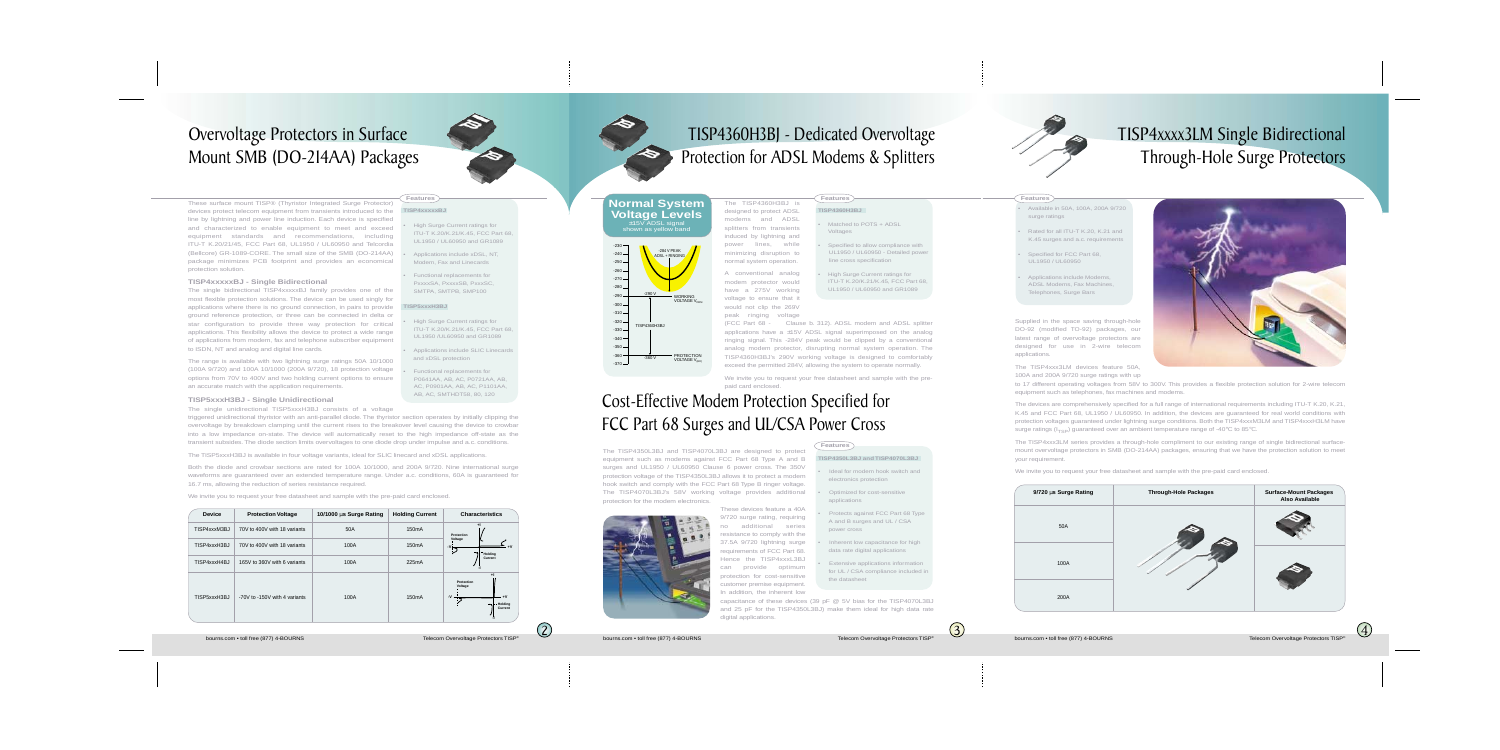# Overvoltage Protectors in Surface Mount SMB (DO-214AA) Packages

These surface mount TISP® (Thyristor Integrated Surge Protector) devices protect telecom equipment from transients introduced to the line by lightning and power line induction. Each device is specified and characterized to enable equipment to meet and exceed equipment standards and recommendations, including ITU-T K.20/21/45, FCC Part 68, UL1950 / UL60950 and Telcordia (Bellcore) GR-1089-CORE. The small size of the SMB (DO-214AA) package minimizes PCB footprint and provides an economical protection solution.

### TISP4xxxxxBJ - Single Bidirectional

The single bidirectional TISP4xxxxxBJ family provides one of the most flexible protection solutions. The device can be used singly for applications where there is no ground connection, in pairs to provide ground reference protection, or three can be connected in delta or star configuration to provide three way protection for critical applications. This flexibility allows the device to protect a wide range of applications from modem, fax and telephone subscriber equipment to ISDN, NT and analog and digital line cards.

The range is available with two lightning surge ratings 50A 10/1000 (100A 9/720) and 100A 10/1000 (200A 9/720), 18 protection voltage options from 70V to 400V and two holding current options to ensure an accurate match with the application requirements.

### TISP5xxxH3BJ - Single Unidirectional

The single unidirectional TISP5xxxH3BJ consists of a voltage triggered unidirectional thyristor with an anti-parallel diode. The thyristor section operates by initially clipping the overvoltage by breakdown clamping until the current rises to the breakover level causing the device to crowbar into a low impedance on-state. The device will automatically reset to the high impedance off-state as the transient subsides. The diode section limits overvoltages to one diode drop under impulse and a.c. conditions.

The TISP5xxxH3BJ is available in four voltage variants, ideal for SLIC linecard and xDSL applications.

Both the diode and crowbar sections are rated for 100A 10/1000, and 200A 9/720. Nine international surge waveforms are guaranteed over an extended temperature range. Under a.c. conditions, 60A is guaranteed for 16.7 ms, allowing the reduction of series resistance required.

We invite you to request your free datasheet and sample with the pre-paid card enclosed.

**Features**

**TISP4xxxxxBJ**

- High Surge Current ratings for ITU-T K.20/K.21/K.45, FCC Part 68, UL1950 / UL60950 and GR1089
- Applications include xDSL, NT, Modem, Fax and Linecards
- Functional replacements for PxxxxSA, PxxxxSB, PxxxSC, SMTPA, SMTPB, SMP100

**TISP5xxxH3BJ**

- High Surge Current ratings for ITU-T K.20/K.21/K.45, FCC Part 68, UL1950 /UL60950 and GR1089
- Applications include SLIC Linecards and xDSL protection
- Functional replacements for P0641AA, AB, AC, P0721AA, AB, AC, P0801AA, AB, AC, P1101AA, AB, AC, SMTHDT58, 80, 120

| Device | Protection Voltage | 10/1000 µs Surge Rating | Holding Current | Characteristics |
|---|---|---|---|---|
| TISP4xxxM3BJ | 70V to 400V with 18 variants | 50A | 150mA | |
| TISP4xxxH3BJ | 70V to 400V with 18 variants | 100A | 150mA | |
| TISP4xxxH4BJ | 165V to 360V with 6 variants | 100A | 225mA | |
| TISP5xxxH3BJ | -70V to -150V with 4 variants | 100A | 150mA | |

Protection Voltage
Holding Current
+I
-I
+V
-V

# TISP4360H3BJ - Dedicated Overvoltage Protection for ADSL Modems & Splitters

**Normal System Voltage Levels**
±15V ADSL signal shown as yellow band

-230
-240
-250
-260
-270
-280
-290
-300
-310
-320
-330
-340
-350
-360
-370

-284 V PEAK ADSL + RINGING
-290 V
WORKING VOLTAGE $V_{DRM}$
TISP4360H3BJ
-360 V
PROTECTION VOLTAGE $V_{(BO)}$

The TISP4360H3BJ is designed to protect ADSL modems and ADSL splitters from transients induced by lightning and power lines, while minimizing disruption to normal system operation.

A conventional analog modem protector would have a 275V working voltage to ensure that it would not clip the 268V peak ringing voltage (FCC Part 68 - Clause b 312). ADSL modem and ADSL splitter applications have a ±15V ADSL signal superimposed on the analog ringing signal. This -284V peak would be clipped by a conventional analog modem protector, disrupting normal system operation. The TISP4360H3BJ's 290V working voltage is designed to comfortably exceed the permitted 284V, allowing the system to operate normally.

We invite you to request your free datasheet and sample with the pre-paid card enclosed.

**Features**

**TISP4360H3BJ**

- Matched to POTS + ADSL Voltages
- Specified to allow compliance with UL1950 / UL60950 - Detailed power line cross specification
- High Surge Current ratings for ITU-T K.20/K.21/K.45, FCC Part 68, UL1950 / UL60950 and GR1089

# Cost-Effective Modem Protection Specified for FCC Part 68 Surges and UL/CSA Power Cross

The TISP4350L3BJ and TISP4070L3BJ are designed to protect equipment such as modems against FCC Part 68 Type A and B surges and UL1950 / UL60950 Clause 6 power cross. The 350V protection voltage of the TISP4350L3BJ allows it to protect a modem hook switch and comply with the FCC Part 68 Type B ringer voltage. The TISP4070L3BJ's 58V working voltage provides additional protection for the modem electronics.

These devices feature a 40A 9/720 surge rating, requiring no additional series resistance to comply with the 37.5A 9/720 lightning surge requirements of FCC Part 68. Hence the TISP4xxxL3BJ can provide optimum protection for cost-sensitive customer premise equipment. In addition, the inherent low capacitance of these devices (38 pF @ 5V bias for the TISP4070L3BJ and 25 pF for the TISP4350L3BJ) make them ideal for high data rate digital applications.

**Features**

**TISP4350L3BJ and TISP4070L3BJ**

- Ideal for modem hook switch and electronics protection
- Optimized for cost-sensitive applications
- Protects against FCC Part 68 Type A and B surges and UL / CSA power cross
- Inherent low capacitance for high data rate digital applications
- Extensive applications information for UL / CSA compliance included in the datasheet

# TISP4xxxx3LM Single Bidirectional Through-Hole Surge Protectors

**Features**

- Available in 50A, 100A, 200A 9/720 surge ratings
- Rated for all ITU-T K.20, K.21 and K.45 surges and a.c. requirements
- Specified for FCC Part 68, UL1950 / UL60950
- Applications include Modems, ADSL Modems, Fax Machines, Telephones, Surge Bars

Supplied in the space saving through-hole DO-92 (modified TO-92) packages, our latest range of overvoltage protectors are designed for use in 2-wire telecom applications.

The TISP4xxx3LM devices feature 50A, 100A and 200A 9/720 surge ratings with up to 17 different operating voltages from 58V to 300V. This provides a flexible protection solution for 2-wire telecom equipment such as telephones, fax machines and modems.

The devices are comprehensively specified for a full range of international requirements including ITU-T K.20, K.21, K.45 and FCC Part 68, UL1950 / UL60950. In addition, the devices are guaranteed for real world conditions with protection voltages guaranteed under lightning surge conditions. Both the TISP4xxxM3LM and TISP4xxxH3LM have surge ratings ($I_{TSP}$) guaranteed over an ambient temperature range of -40°C to 85°C.

The TISP4xxx3LM series provides a through-hole compliment to our existing range of single bidirectional surface-mount overvoltage protectors in SMB (DO-214AA) packages, ensuring that we have the protection solution to meet your requirement.

We invite you to request your free datasheet and sample with the pre-paid card enclosed.

| 9/720 µs Surge Rating | Through-Hole Packages | Surface-Mount Packages Also Available |
|---|---|---|
| 50A | | |
| 100A | | |
| 200A | | |